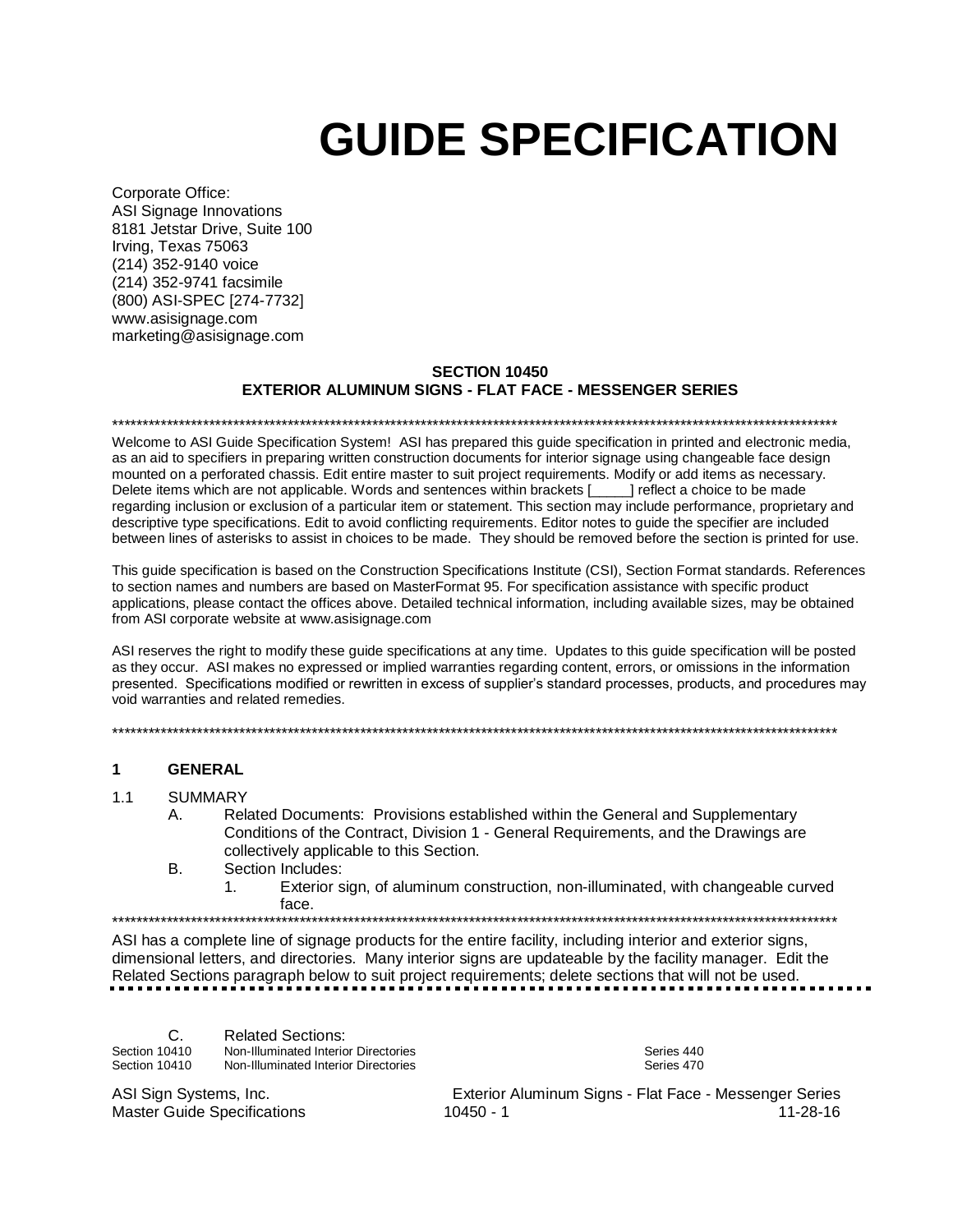# GUIDE SPECIFICATION

Corporate Office:
ASI Signage Innovations
8181 Jetstar Drive, Suite 100
Irving, Texas 75063
(214) 352-9140 voice
(214) 352-9741 facsimile
(800) ASI-SPEC [274-7732]
www.asisignage.com
marketing@asisignage.com

**SECTION 10450**
**EXTERIOR ALUMINUM SIGNS - FLAT FACE - MESSENGER SERIES**

******************************************************************************************************************************

Welcome to ASI Guide Specification System! ASI has prepared this guide specification in printed and electronic media, as an aid to specifiers in preparing written construction documents for interior signage using changeable face design mounted on a perforated chassis. Edit entire master to suit project requirements. Modify or add items as necessary. Delete items which are not applicable. Words and sentences within brackets [_____] reflect a choice to be made regarding inclusion or exclusion of a particular item or statement. This section may include performance, proprietary and descriptive type specifications. Edit to avoid conflicting requirements. Editor notes to guide the specifier are included between lines of asterisks to assist in choices to be made. They should be removed before the section is printed for use.

This guide specification is based on the Construction Specifications Institute (CSI), Section Format standards. References to section names and numbers are based on MasterFormat 95. For specification assistance with specific product applications, please contact the offices above. Detailed technical information, including available sizes, may be obtained from ASI corporate website at www.asisignage.com

ASI reserves the right to modify these guide specifications at any time. Updates to this guide specification will be posted as they occur. ASI makes no expressed or implied warranties regarding content, errors, or omissions in the information presented. Specifications modified or rewritten in excess of supplier's standard processes, products, and procedures may void warranties and related remedies.

******************************************************************************************************************************

## 1 GENERAL

1.1 SUMMARY

A. Related Documents: Provisions established within the General and Supplementary Conditions of the Contract, Division 1 - General Requirements, and the Drawings are collectively applicable to this Section.

B. Section Includes:

1. Exterior sign, of aluminum construction, non-illuminated, with changeable curved face.

******************************************************************************************************************************

ASI has a complete line of signage products for the entire facility, including interior and exterior signs, dimensional letters, and directories. Many interior signs are updateable by the facility manager. Edit the Related Sections paragraph below to suit project requirements; delete sections that will not be used.

C. Related Sections:

| | | |
|---|---|---|
| Section 10410 | Non-Illuminated Interior Directories | Series 440 |
| Section 10410 | Non-Illuminated Interior Directories | Series 470 |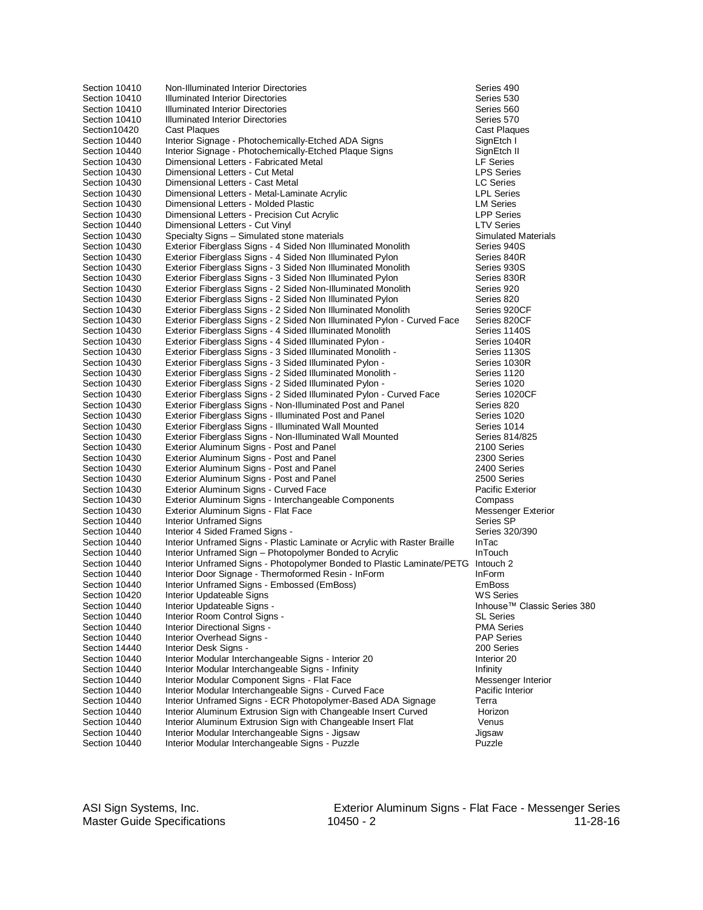| | | |
|---|---|---|
| Section 10410 | Non-Illuminated Interior Directories | Series 490 |
| Section 10410 | Illuminated Interior Directories | Series 530 |
| Section 10410 | Illuminated Interior Directories | Series 560 |
| Section 10410 | Illuminated Interior Directories | Series 570 |
| Section10420 | Cast Plaques | Cast Plaques |
| Section 10440 | Interior Signage - Photochemically-Etched ADA Signs | SignEtch I |
| Section 10440 | Interior Signage - Photochemically-Etched Plaque Signs | SignEtch II |
| Section 10430 | Dimensional Letters - Fabricated Metal | LF Series |
| Section 10430 | Dimensional Letters - Cut Metal | LPS Series |
| Section 10430 | Dimensional Letters - Cast Metal | LC Series |
| Section 10430 | Dimensional Letters - Metal-Laminate Acrylic | LPL Series |
| Section 10430 | Dimensional Letters - Molded Plastic | LM Series |
| Section 10430 | Dimensional Letters - Precision Cut Acrylic | LPP Series |
| Section 10440 | Dimensional Letters - Cut Vinyl | LTV Series |
| Section 10430 | Specialty Signs – Simulated stone materials | Simulated Materials |
| Section 10430 | Exterior Fiberglass Signs - 4 Sided Non Illuminated Monolith | Series 940S |
| Section 10430 | Exterior Fiberglass Signs - 4 Sided Non Illuminated Pylon | Series 840R |
| Section 10430 | Exterior Fiberglass Signs - 3 Sided Non Illuminated Monolith | Series 930S |
| Section 10430 | Exterior Fiberglass Signs - 3 Sided Non Illuminated Pylon | Series 830R |
| Section 10430 | Exterior Fiberglass Signs - 2 Sided Non-Illuminated Monolith | Series 920 |
| Section 10430 | Exterior Fiberglass Signs - 2 Sided Non Illuminated Pylon | Series 820 |
| Section 10430 | Exterior Fiberglass Signs - 2 Sided Non Illuminated Monolith | Series 920CF |
| Section 10430 | Exterior Fiberglass Signs - 2 Sided Non Illuminated Pylon - Curved Face | Series 820CF |
| Section 10430 | Exterior Fiberglass Signs - 4 Sided Illuminated Monolith | Series 1140S |
| Section 10430 | Exterior Fiberglass Signs - 4 Sided Illuminated Pylon - | Series 1040R |
| Section 10430 | Exterior Fiberglass Signs - 3 Sided Illuminated Monolith - | Series 1130S |
| Section 10430 | Exterior Fiberglass Signs - 3 Sided Illuminated Pylon - | Series 1030R |
| Section 10430 | Exterior Fiberglass Signs - 2 Sided Illuminated Monolith - | Series 1120 |
| Section 10430 | Exterior Fiberglass Signs - 2 Sided Illuminated Pylon - | Series 1020 |
| Section 10430 | Exterior Fiberglass Signs - 2 Sided Illuminated Pylon - Curved Face | Series 1020CF |
| Section 10430 | Exterior Fiberglass Signs - Non-Illuminated Post and Panel | Series 820 |
| Section 10430 | Exterior Fiberglass Signs - Illuminated Post and Panel | Series 1020 |
| Section 10430 | Exterior Fiberglass Signs - Illuminated Wall Mounted | Series 1014 |
| Section 10430 | Exterior Fiberglass Signs - Non-Illuminated Wall Mounted | Series 814/825 |
| Section 10430 | Exterior Aluminum Signs - Post and Panel | 2100 Series |
| Section 10430 | Exterior Aluminum Signs - Post and Panel | 2300 Series |
| Section 10430 | Exterior Aluminum Signs - Post and Panel | 2400 Series |
| Section 10430 | Exterior Aluminum Signs - Post and Panel | 2500 Series |
| Section 10430 | Exterior Aluminum Signs - Curved Face | Pacific Exterior |
| Section 10430 | Exterior Aluminum Signs - Interchangeable Components | Compass |
| Section 10430 | Exterior Aluminum Signs - Flat Face | Messenger Exterior |
| Section 10440 | Interior Unframed Signs | Series SP |
| Section 10440 | Interior 4 Sided Framed Signs - | Series 320/390 |
| Section 10440 | Interior Unframed Signs - Plastic Laminate or Acrylic with Raster Braille | InTac |
| Section 10440 | Interior Unframed Sign – Photopolymer Bonded to Acrylic | InTouch |
| Section 10440 | Interior Unframed Signs - Photopolymer Bonded to Plastic Laminate/PETG | Intouch 2 |
| Section 10440 | Interior Door Signage - Thermoformed Resin - InForm | InForm |
| Section 10440 | Interior Unframed Signs - Embossed (EmBoss) | EmBoss |
| Section 10420 | Interior Updateable Signs | WS Series |
| Section 10440 | Interior Updateable Signs - | Inhouse™ Classic Series 380 |
| Section 10440 | Interior Room Control Signs - | SL Series |
| Section 10440 | Interior Directional Signs - | PMA Series |
| Section 10440 | Interior Overhead Signs - | PAP Series |
| Section 14440 | Interior Desk Signs - | 200 Series |
| Section 10440 | Interior Modular Interchangeable Signs - Interior 20 | Interior 20 |
| Section 10440 | Interior Modular Interchangeable Signs - Infinity | Infinity |
| Section 10440 | Interior Modular Component Signs - Flat Face | Messenger Interior |
| Section 10440 | Interior Modular Interchangeable Signs - Curved Face | Pacific Interior |
| Section 10440 | Interior Unframed Signs - ECR Photopolymer-Based ADA Signage | Terra |
| Section 10440 | Interior Aluminum Extrusion Sign with Changeable Insert Curved | Horizon |
| Section 10440 | Interior Aluminum Extrusion Sign with Changeable Insert Flat | Venus |
| Section 10440 | Interior Modular Interchangeable Signs - Jigsaw | Jigsaw |
| Section 10440 | Interior Modular Interchangeable Signs - Puzzle | Puzzle |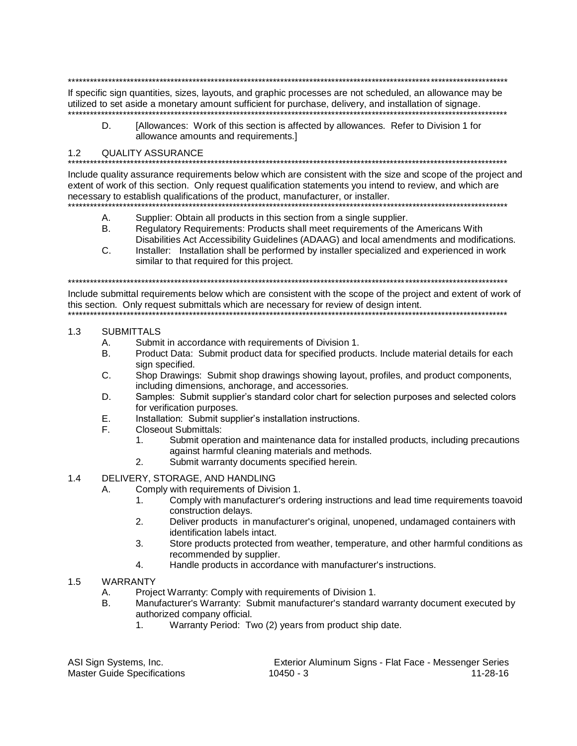************************************************************************************************************************
If specific sign quantities, sizes, layouts, and graphic processes are not scheduled, an allowance may be utilized to set aside a monetary amount sufficient for purchase, delivery, and installation of signage.
************************************************************************************************************************

D. [Allowances: Work of this section is affected by allowances. Refer to Division 1 for allowance amounts and requirements.]

## 1.2 QUALITY ASSURANCE

************************************************************************************************************************
Include quality assurance requirements below which are consistent with the size and scope of the project and extent of work of this section. Only request qualification statements you intend to review, and which are necessary to establish qualifications of the product, manufacturer, or installer.
************************************************************************************************************************

A. Supplier: Obtain all products in this section from a single supplier.
B. Regulatory Requirements: Products shall meet requirements of the Americans With Disabilities Act Accessibility Guidelines (ADAAG) and local amendments and modifications.
C. Installer: Installation shall be performed by installer specialized and experienced in work similar to that required for this project.

************************************************************************************************************************
Include submittal requirements below which are consistent with the scope of the project and extent of work of this section. Only request submittals which are necessary for review of design intent.
************************************************************************************************************************

## 1.3 SUBMITTALS

A. Submit in accordance with requirements of Division 1.
B. Product Data: Submit product data for specified products. Include material details for each sign specified.
C. Shop Drawings: Submit shop drawings showing layout, profiles, and product components, including dimensions, anchorage, and accessories.
D. Samples: Submit supplier's standard color chart for selection purposes and selected colors for verification purposes.
E. Installation: Submit supplier's installation instructions.
F. Closeout Submittals:
   1. Submit operation and maintenance data for installed products, including precautions against harmful cleaning materials and methods.
   2. Submit warranty documents specified herein.

## 1.4 DELIVERY, STORAGE, AND HANDLING

A. Comply with requirements of Division 1.
   1. Comply with manufacturer's ordering instructions and lead time requirements toavoid construction delays.
   2. Deliver products in manufacturer's original, unopened, undamaged containers with identification labels intact.
   3. Store products protected from weather, temperature, and other harmful conditions as recommended by supplier.
   4. Handle products in accordance with manufacturer's instructions.

## 1.5 WARRANTY

A. Project Warranty: Comply with requirements of Division 1.
B. Manufacturer's Warranty: Submit manufacturer's standard warranty document executed by authorized company official.
   1. Warranty Period: Two (2) years from product ship date.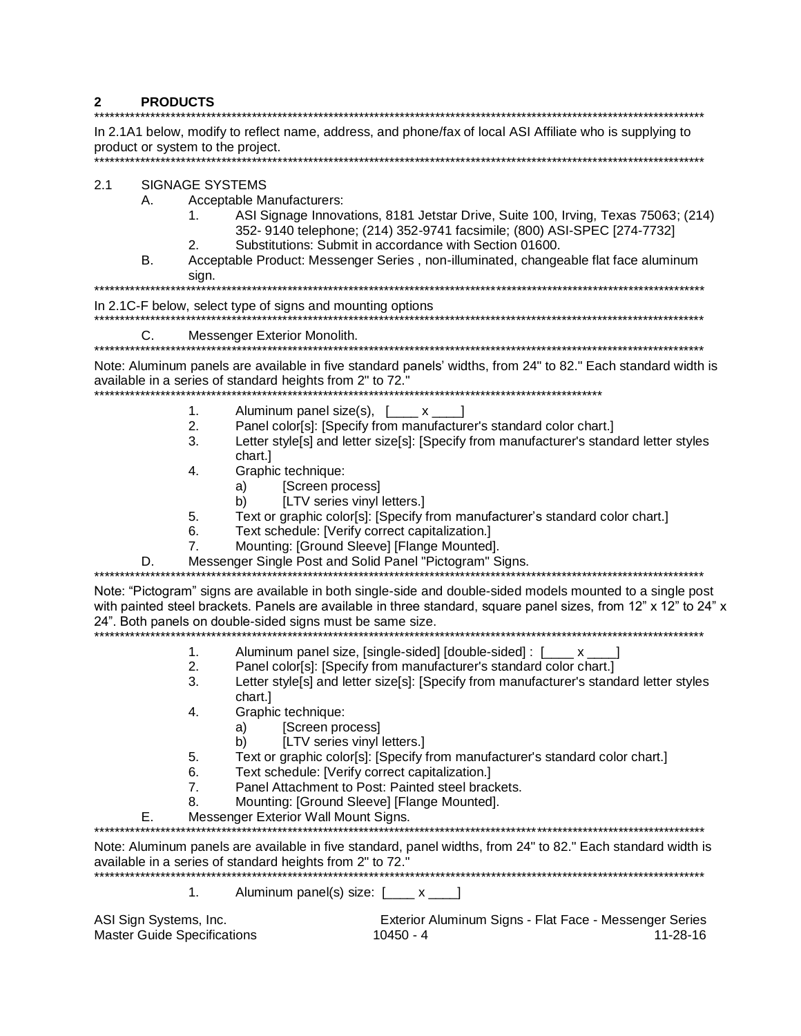## 2 PRODUCTS

**************************************************************************************************************************

In 2.1A1 below, modify to reflect name, address, and phone/fax of local ASI Affiliate who is supplying to product or system to the project.

**************************************************************************************************************************

### 2.1 SIGNAGE SYSTEMS

A. Acceptable Manufacturers:

1. ASI Signage Innovations, 8181 Jetstar Drive, Suite 100, Irving, Texas 75063; (214) 352- 9140 telephone; (214) 352-9741 facsimile; (800) ASI-SPEC [274-7732]
2. Substitutions: Submit in accordance with Section 01600.

B. Acceptable Product: Messenger Series , non-illuminated, changeable flat face aluminum sign.

**************************************************************************************************************************

In 2.1C-F below, select type of signs and mounting options

**************************************************************************************************************************

C. Messenger Exterior Monolith.

**************************************************************************************************************************

Note: Aluminum panels are available in five standard panels' widths, from 24" to 82." Each standard width is available in a series of standard heights from 2" to 72."

**************************************************************************************************

1. Aluminum panel size(s), [____ x ____]
2. Panel color[s]: [Specify from manufacturer's standard color chart.]
3. Letter style[s] and letter size[s]: [Specify from manufacturer's standard letter styles chart.]
4. Graphic technique:
   a) [Screen process]
   b) [LTV series vinyl letters.]
5. Text or graphic color[s]: [Specify from manufacturer's standard color chart.]
6. Text schedule: [Verify correct capitalization.]
7. Mounting: [Ground Sleeve] [Flange Mounted].

D. Messenger Single Post and Solid Panel "Pictogram" Signs.

**************************************************************************************************************************

Note: "Pictogram" signs are available in both single-side and double-sided models mounted to a single post with painted steel brackets. Panels are available in three standard, square panel sizes, from 12" x 12" to 24" x 24". Both panels on double-sided signs must be same size.

**************************************************************************************************************************

1. Aluminum panel size, [single-sided] [double-sided] : [____ x ____]
2. Panel color[s]: [Specify from manufacturer's standard color chart.]
3. Letter style[s] and letter size[s]: [Specify from manufacturer's standard letter styles chart.]
4. Graphic technique:
   a) [Screen process]
   b) [LTV series vinyl letters.]
5. Text or graphic color[s]: [Specify from manufacturer's standard color chart.]
6. Text schedule: [Verify correct capitalization.]
7. Panel Attachment to Post: Painted steel brackets.
8. Mounting: [Ground Sleeve] [Flange Mounted].

E. Messenger Exterior Wall Mount Signs.

**************************************************************************************************************************

Note: Aluminum panels are available in five standard, panel widths, from 24" to 82." Each standard width is available in a series of standard heights from 2" to 72."

**************************************************************************************************************************

1. Aluminum panel(s) size: [____ x ____]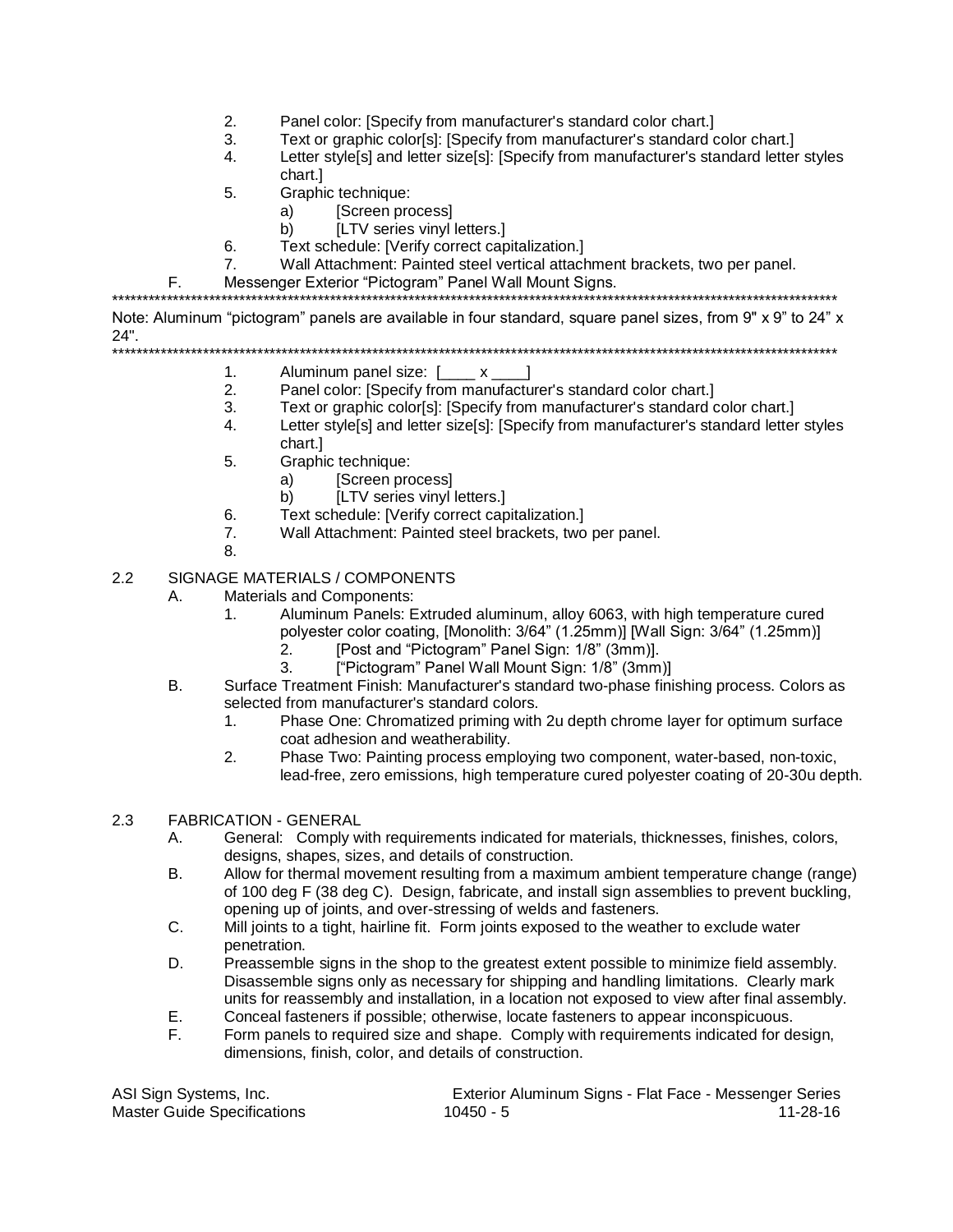2. Panel color: [Specify from manufacturer's standard color chart.]
3. Text or graphic color[s]: [Specify from manufacturer's standard color chart.]
4. Letter style[s] and letter size[s]: [Specify from manufacturer's standard letter styles chart.]
5. Graphic technique:
    a) [Screen process]
    b) [LTV series vinyl letters.]
6. Text schedule: [Verify correct capitalization.]
7. Wall Attachment: Painted steel vertical attachment brackets, two per panel.

F. Messenger Exterior "Pictogram" Panel Wall Mount Signs.

*******************************************************************************************************************************

Note: Aluminum "pictogram" panels are available in four standard, square panel sizes, from 9" x 9" to 24" x 24".

*******************************************************************************************************************************

1. Aluminum panel size: [____ x ____]
2. Panel color: [Specify from manufacturer's standard color chart.]
3. Text or graphic color[s]: [Specify from manufacturer's standard color chart.]
4. Letter style[s] and letter size[s]: [Specify from manufacturer's standard letter styles chart.]
5. Graphic technique:
    a) [Screen process]
    b) [LTV series vinyl letters.]
6. Text schedule: [Verify correct capitalization.]
7. Wall Attachment: Painted steel brackets, two per panel.
8.

## 2.2 SIGNAGE MATERIALS / COMPONENTS

A. Materials and Components:
   1. Aluminum Panels: Extruded aluminum, alloy 6063, with high temperature cured polyester color coating, [Monolith: 3/64" (1.25mm)] [Wall Sign: 3/64" (1.25mm)]
      2. [Post and "Pictogram" Panel Sign: 1/8" (3mm)].
      3. ["Pictogram" Panel Wall Mount Sign: 1/8" (3mm)]

B. Surface Treatment Finish: Manufacturer's standard two-phase finishing process. Colors as selected from manufacturer's standard colors.
   1. Phase One: Chromatized priming with 2u depth chrome layer for optimum surface coat adhesion and weatherability.
   2. Phase Two: Painting process employing two component, water-based, non-toxic, lead-free, zero emissions, high temperature cured polyester coating of 20-30u depth.

## 2.3 FABRICATION - GENERAL

A. General: Comply with requirements indicated for materials, thicknesses, finishes, colors, designs, shapes, sizes, and details of construction.

B. Allow for thermal movement resulting from a maximum ambient temperature change (range) of 100 deg F (38 deg C). Design, fabricate, and install sign assemblies to prevent buckling, opening up of joints, and over-stressing of welds and fasteners.

C. Mill joints to a tight, hairline fit. Form joints exposed to the weather to exclude water penetration.

D. Preassemble signs in the shop to the greatest extent possible to minimize field assembly. Disassemble signs only as necessary for shipping and handling limitations. Clearly mark units for reassembly and installation, in a location not exposed to view after final assembly.

E. Conceal fasteners if possible; otherwise, locate fasteners to appear inconspicuous.

F. Form panels to required size and shape. Comply with requirements indicated for design, dimensions, finish, color, and details of construction.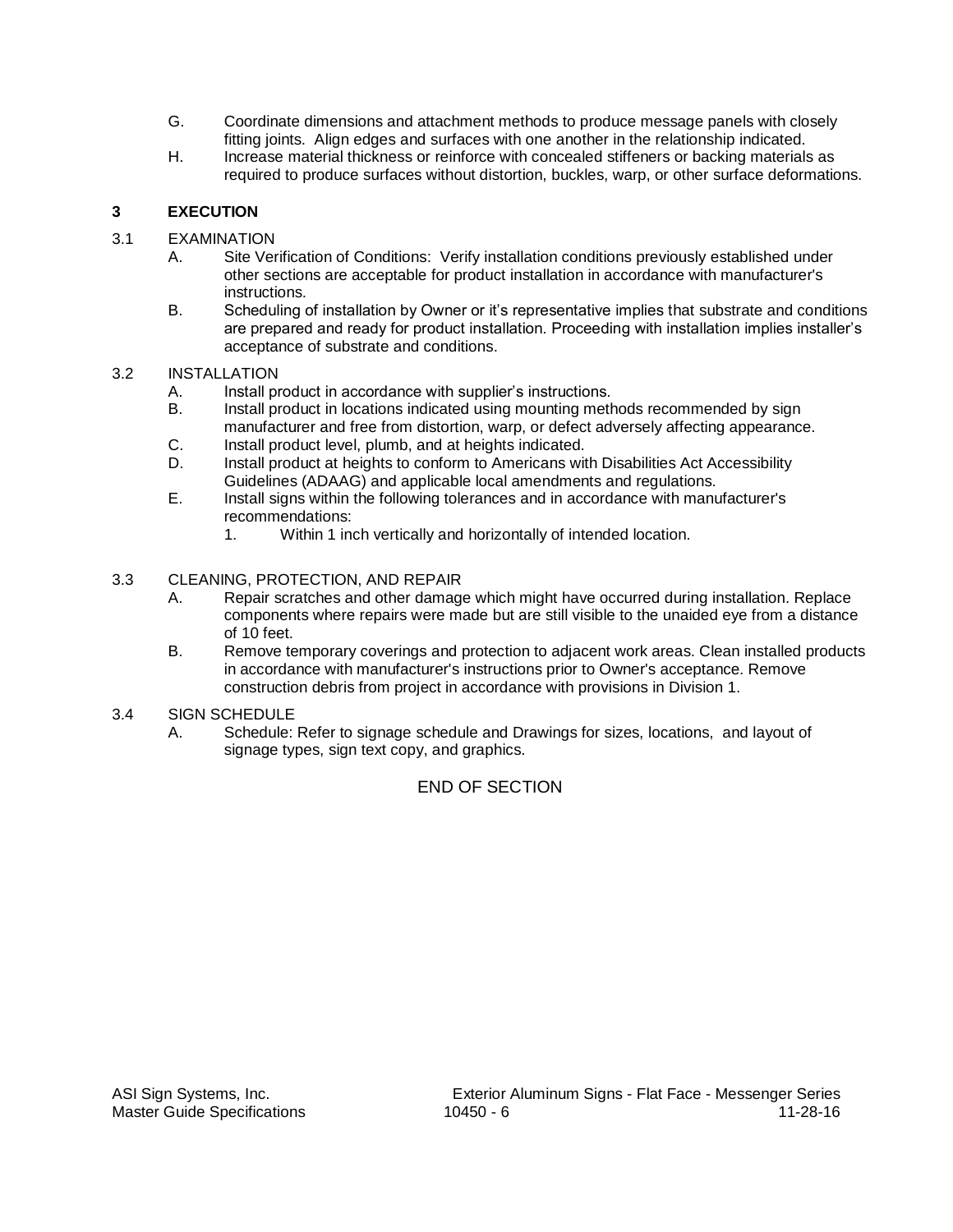G. Coordinate dimensions and attachment methods to produce message panels with closely fitting joints. Align edges and surfaces with one another in the relationship indicated.

H. Increase material thickness or reinforce with concealed stiffeners or backing materials as required to produce surfaces without distortion, buckles, warp, or other surface deformations.

## 3 EXECUTION

### 3.1 EXAMINATION

A. Site Verification of Conditions: Verify installation conditions previously established under other sections are acceptable for product installation in accordance with manufacturer's instructions.

B. Scheduling of installation by Owner or it's representative implies that substrate and conditions are prepared and ready for product installation. Proceeding with installation implies installer's acceptance of substrate and conditions.

### 3.2 INSTALLATION

A. Install product in accordance with supplier's instructions.

B. Install product in locations indicated using mounting methods recommended by sign manufacturer and free from distortion, warp, or defect adversely affecting appearance.

C. Install product level, plumb, and at heights indicated.

D. Install product at heights to conform to Americans with Disabilities Act Accessibility Guidelines (ADAAG) and applicable local amendments and regulations.

E. Install signs within the following tolerances and in accordance with manufacturer's recommendations:

1. Within 1 inch vertically and horizontally of intended location.

### 3.3 CLEANING, PROTECTION, AND REPAIR

A. Repair scratches and other damage which might have occurred during installation. Replace components where repairs were made but are still visible to the unaided eye from a distance of 10 feet.

B. Remove temporary coverings and protection to adjacent work areas. Clean installed products in accordance with manufacturer's instructions prior to Owner's acceptance. Remove construction debris from project in accordance with provisions in Division 1.

### 3.4 SIGN SCHEDULE

A. Schedule: Refer to signage schedule and Drawings for sizes, locations, and layout of signage types, sign text copy, and graphics.

END OF SECTION